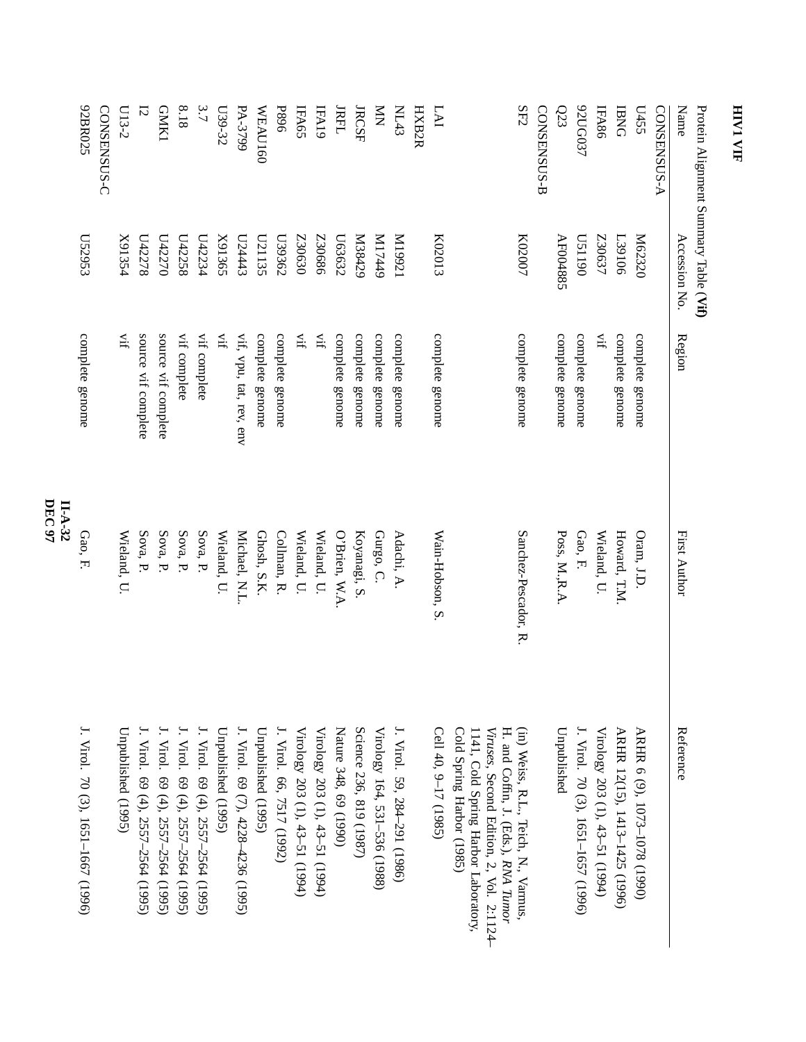# HIV1 VIF

Protein Alignment Summary Table (**Vif**)

| Name | Accession No. | Region | First Author | Reference |
|---|---|---|---|---|
| CONSENSUS-A | | | | |
| U455 | M62320 | complete genome | Oram, J.D. | ARHR 6 (9), 1073–1078 (1990) |
| IBNG | L39106 | complete genome | Howard, T.M. | ARHR 12(15), 1413–1425 (1996) |
| IFA86 | Z30637 | vif | Wieland, U. | Virology 203 (1), 43–51 (1994) |
| 92UG037 | U51190 | complete genome | Gao, F. | J. Virol. 70 (3), 1651–1657 (1996) |
| Q23 | AF004885 | complete genome | Poss, M.,R.A. | Unpublished |
| CONSENSUS-B | | | | |
| SF2 | K02007 | complete genome | Sanchez-Pescador, R. | (in) Weiss, R.L., Teich, N., Varmus, H. and Coffin, J. (Eds.), *RNA Tumor Viruses*, Second Edition, 2, Vol. 2:1124–1141, Cold Spring Harbor Laboratory, Cold Spring Harbor (1985) |
| LAI | K02013 | complete genome | Wain-Hobson, S. | Cell 40, 9–17 (1985) |
| HXB2R | | | | |
| NL43 | M19921 | complete genome | Adachi, A. | J. Virol. 59, 284–291 (1986) |
| MN | M17449 | complete genome | Gurgo, C. | Virology 164, 531–536 (1988) |
| JRCSF | M38429 | complete genome | Koyanagi, S. | Science 236, 819 (1987) |
| JRFL | U63632 | complete genome | O'Brien, W.A. | Nature 348, 69 (1990) |
| IFA19 | Z30686 | vif | Wieland, U. | Virology 203 (1), 43–51 (1994) |
| IFA65 | Z30630 | vif | Wieland, U. | Virology 203 (1), 43–51 (1994) |
| P896 | U39362 | complete genome | Collman, R. | J. Virol. 66, 7517 (1992) |
| WEAU160 | U21135 | complete genome | Ghosh, S.K. | Unpublished (1995) |
| PA-3799 | U24443 | vif, vpu, tat, rev, env | Michael, N.L. | J. Virol. 69 (7), 4228–4236 (1995) |
| U39-32 | X91365 | vif | Wieland, U. | Unpublished (1995) |
| 3.7 | U42234 | vif complete | Sova, P. | J. Virol. 69 (4), 2557–2564 (1995) |
| 8.18 | U42258 | vif complete | Sova, P. | J. Virol. 69 (4), 2557–2564 (1995) |
| GMKI | U42270 | source vif complete | Sova, P. | J. Virol. 69 (4), 2557–2564 (1995) |
| I2 | U42278 | source vif complete | Sova, P. | J. Virol. 69 (4), 2557–2564 (1995) |
| U13-2 | X91354 | vif | Wieland, U. | Unpublished (1995) |
| CONSENSUS-C | | | | |
| 92BR025 | U52953 | complete genome | Gao, F. | J. Virol. 70 (3), 1651–1667 (1996) |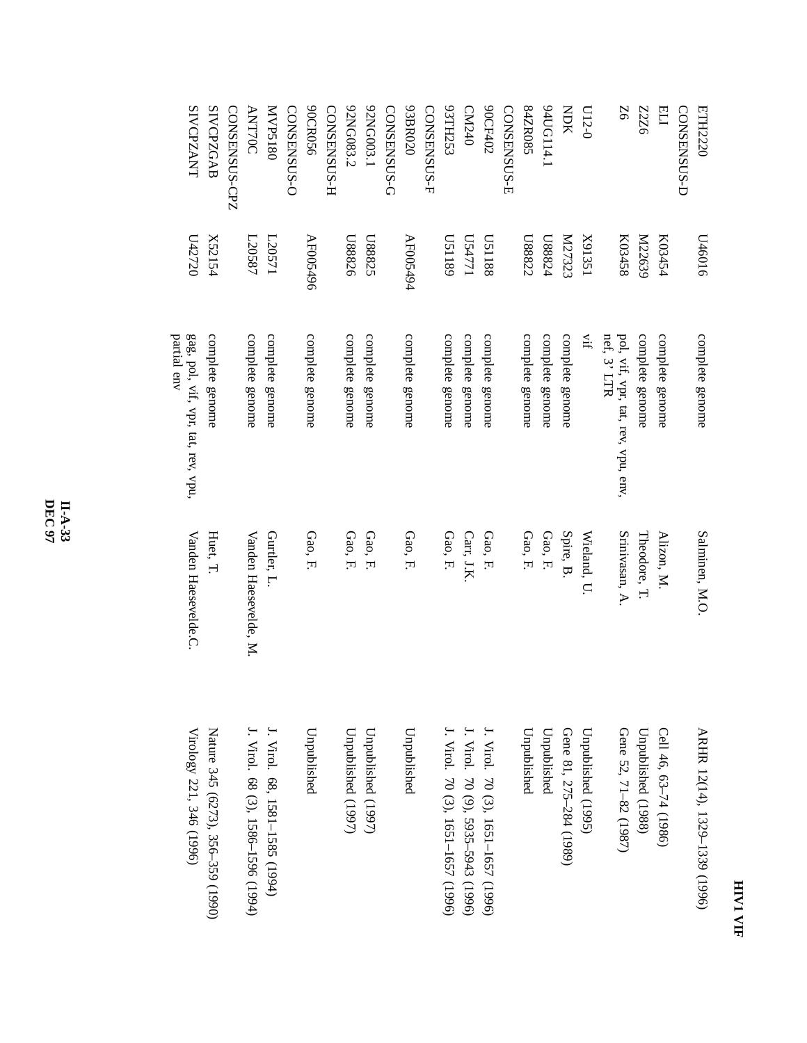## HIV1 VIF

| | | | | |
|---|---|---|---|---|
| ETH2220 | U46016 | complete genome | Salminen, M.O. | ARHR 12(14), 1329–1339 (1996) |
| CONSENSUS-D | | | | |
| ELI | K03454 | complete genome | Alizon, M. | Cell 46, 63–74 (1986) |
| Z2Z6 | M22639 | complete genome | Theodore, T. | Unpublished (1988) |
| Z6 | K03458 | pol, vif, vpr, tat, rev, vpu, env, nef, 3' LTR | Srinivasan, A. | Gene 52, 71–82 (1987) |
| U12-0 | X91351 | vif | Wieland, U. | Unpublished (1995) |
| NDK | M27323 | complete genome | Spire, B. | Gene 81, 275–284 (1989) |
| 94UG114.1 | U88824 | complete genome | Gao, F. | Unpublished |
| 84ZR085 | U88822 | complete genome | Gao, F. | Unpublished |
| CONSENSUS-E | | | | |
| 90CF402 | U51188 | complete genome | Gao, F. | J. Virol. 70 (3), 1651–1657 (1996) |
| CM240 | U54771 | complete genome | Carr, J.K. | J. Virol. 70 (9), 5935–5943 (1996) |
| 93TH253 | U51189 | complete genome | Gao, F. | J. Virol. 70 (3), 1651–1657 (1996) |
| CONSENSUS-F | | | | |
| 93BR020 | AF005494 | complete genome | Gao, F. | Unpublished |
| CONSENSUS-G | | | | |
| 92NG003.1 | U88825 | complete genome | Gao, F. | Unpublished (1997) |
| 92NG083.2 | U88826 | complete genome | Gao, F. | Unpublished (1997) |
| CONSENSUS-H | | | | |
| 90CR056 | AF005496 | complete genome | Gao, F. | Unpublished |
| CONSENSUS-O | | | | |
| MVP5180 | L20571 | complete genome | Gurtler, L. | J. Virol. 68, 1581–1585 (1994) |
| ANT70C | L20587 | complete genome | Vanden Haesevelde, M. | J. Virol. 68 (3), 1586–1596 (1994) |
| CONSENSUS-CPZ | | | | |
| SIVCPZGAB | X52154 | complete genome | Huet, T. | Nature 345 (6273), 356–359 (1990) |
| SIVCPZANT | U42720 | gag, pol, vif, vpr, tat, rev, vpu, partial env | Vanden Haesevelde.C. | Virology 221, 346 (1996) |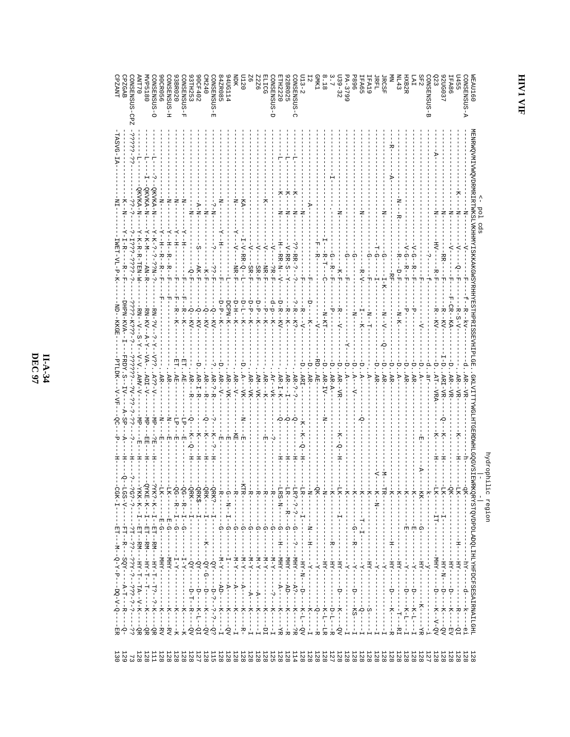# HIV1 VIF

```
                 <- pol cds                                                                  hydrophilic region
                                                                                                   |--------|
WEAU160       MENRWQVMIVWQVDRMRIRTWKSLVKHHMYISKKAKGWSYRHHYESTHPRISSEVHIPLGE.GKLVITTYWGLHTGERDWHLGQGVSIEWRKQRYSTQVDPDLADQLIHLYHFDCFSESAIRNAILGHL 128
CONSENSUS-A   ---------------N-------V--------F-f--R--kv-----------d..AR--VR---------h----qK--------------------nY----d---k----ei 128
U455          ----------K----N------V--------F-----R-S-V-----------..AR--VR-------K----H----LK--------------H-----HY------R----QI 128
IFA86         ---------------N------V--------F--F-CR--KA-----------D..AR--VR---------H----QK-----------------HY----D---K---EV 128
92UG037       ---------------N-------RR-----F-----R--KV-----------I-D..ARI-VR-------Q--K------H----LK-----I-----------HY-N--D---K---QV 128
Q23           ----A----------N------HV-----R-F-----R--KV-----------D..AT--VRA-------K-----H----LK-----IT--------MHY----D----K-V-QV 128
CONSENSUS-B   -----------------------?------f-------------------------d..ar-------------------------k----------------y--------------i 127
SF2           -----------------------------F-------------V--------D..A-----------E----------A-----KK------G-------HY------K----YR 128
LAI           -----------------V-G--R-F-----P---------------------D..AR--------------------------K------E--------Y-----D---K-L---I 128
HXB2R         -----------------V-G--R-F-----P---------------------D..AR--------------------------K------E--------Y-----D---K-L---I 128
NL43          -------------N---R-----R---D-F-----N-K-------------D..A-------------------------K-------------------HY--------T---RI 128
MN            ----R--------------------RF-----------------------D..AR-----------------------K-------------H----HY-----D---K----R 128
JRCSF         -----A-------N---G-----I-K------N--V------Q--------D..AR-----------------M--TR------------------Y---------------I 128
JRFL          ----------------T-G-----I---------------------------D..AR---------------V---K--N------------------Y---------------I 128
IFA19         ----------------G------F--------N-T----------------D..A-------------------K---------------------HY------------S---I 128
IFA65         -------------N-------R-V------I---K----------------D..A----------Q----------K----T-I-----------Y-----------Q---I 128
P896          -----------------G------------------N---------------D..A-----V------------------K------G--R--------Y----D---KS---I 128
PA-3799       -----------------G------F------------------------Y--D..A----------------------K-------------------Y-----------------I 128
U39-32        -------------N-------------K-F-----R----V------------D..AR--VR-------K--Q--H------LK-----I-----------HY-----D---K---QV 128
3.7           ------I---------G--R--F-----P---------------------D..AR-A------------------K-----------R-----HY--------D-L--R 127
8.18          ----------------I---R-T--C-------N-KT------------D..AR-IV-------N---------------N-----------------HY--------K-L--LR 128
GMK1          ----------------F--R-------------------V------------RD..AE--------------------QK----------------Y---------Q----R 128
I2            -----A-----------------F-----D-----K-------------D..AR-------------------N-----------------------Y----------K---I 128
U13-2         -------------N--------------R---V----------------D..ARI-----------K--K--Q--H----LR-----I-----N--H----HY-N--D---K-L--QV 128
CONSENSUS-C   ----L----K----N---??-RR-?--?---?-R--K?----------..AR-?-?-------Q---------H---LR?-?-?---G---?-----MHY----A?---K---?R 114
92BR025       ----------K----N---V-RR-S--Y-----R--K--------------..AR---I-------Q---------H-----LR-----R----G-----MHY-------K-----R 128
ETH2220       ----L---K----N---H--RR-N--V-----D-R--KV-----------..AR-I-K-------Q---------H----LRS-N----G--H---MHY---AD--K---YR 128
CONSENSUS-D   --------------------V---?R-F----d-p--K--------------..Ar--vk----------?--------R-------G----------M-Y-----?---K---I 125
ELICG         ----------K---------V----NR-F-----P--K--------------..AR---K----------E---------R-------G-----------M-Y-------K---DI 128
Z2Z6          -----------------------V---SR-F-----D-P--K--------------..AM--VK-------------------R-------G--------M-Y-----A---K---I 128
Z6            -----------------------V---SR-F-----D-P--K--------------..AR--VK-------------------R-------G--------M-Y-----A---K---I 128
U120          -------------KA-------I-V-RR-Q--L-----D-L--K--------------D..A---VK------N----E--------KTR--------G--------M-Y-----A---K---R- 128
NDK           --------------------Y--V---NR-F-----D-H--K--------------..AR--V-----------KE---------R-------G--------M-Y-----A---K---I 128
94UG114       --------------------------------L----DCPN-K-------------..AR--VK-----------E--------------G--N--I--G---------I----A---K---QV 128
84ZR085       ----------N----Y--H------------D-P--K--------------D..AR--V---------E---------R-------G--------M-Y---AD---K---I 128
CONSENSUS-E   -----------?-N-------?----??-F-----Q-P--KV------------?..AR-?-R-------?---K--?--H------QRK?-----I-------------QY----D-?-?---Q? 115
CM240         ---------------N-------?---K-F-----Q-----KV-----------..AR--?-R------------Q--K-----H----QRK------I-------K-----QY-G--D---K---QV 128
90CF402       ------------A-N--------S------AK-F-----Q----KV-----------D..AR-I-R---------------K-----H----QRK$----I-------------QY-----D---K-L--QI 127
93TH253       ---------------N--------------Q-F-----Q----KV-------------..AR-----R------Q---K--Q---H------QRK-----I-----------QY----D-T---R---QV 128
CONSENSUS-F   -----------N-------Y-H------------F--F--R--K-------------ET..AE--------LP--E-------------QG--R--I--G---------I-Y-------K---K 128
93BR020       ---------------N----------Y--H------------F-F--R--K-----------ET..AE------LP--E-----------QG--R--I--G--------I-Y---------K----K 128
CONSENSUS-H   ---------------N------Y-H--R--R-F------F-------------..AR-------N--E------LK-----E-G---------MHY-----------K----RV 128
90CR056       ---------------N------Y-H--R--R--F------F-------------..AR------N--E-----LK-----E-G--------MHY-----------K----RV 128
CONSENSUS-O   ----L---?-QKVKA-N----Y-K-?-?-??N-?------RN-?V--?-Y--V??..A??-V----MP--?E-----H-----?YK?-K--I--ET--RM---HY-T--T?-?-K---QR 111
MVP5180       ----L---I-QKVKA-N----Y-K-M----AN-R------RN-KV--A-Y--VA..ADI-V----MP--EE-----H-----QYKE-K--I--ET--RM---HY-T--T------K---QR 128
ANT70         ----L------QKVKA-N----Y-K-R-TEN-W------RN--V--S-Y--V-V..AHV-V----MP---E-----H------YKK-K--I--ET--RM---HY-T--TA--V-K---QR 128
CONSENSUS-CPZ -?????-??-----??-?---?-I???-????-?------????-K???-?----??????-?V-??-?-??---?----H------?--?G?--?-----?T--??---??Y-?--???-?-?---?? 73
CPZGAB        ----------K--N-----Y-I-R-----R--F------DHPN-KVA--I---FRDY.S--IV----A-SP--A------H------Q--LGS-V-----FT--R----SQY-----A-T---R----Q- 129
CPZANT        -TASVG-IA-------NI------IWET-VL-P-K------ND--KKGE-----PTLDK---V-VF---QC----P------H------CGK-I-------ET----M--Q-Y-P---DQ-V-Q-----ER 130
```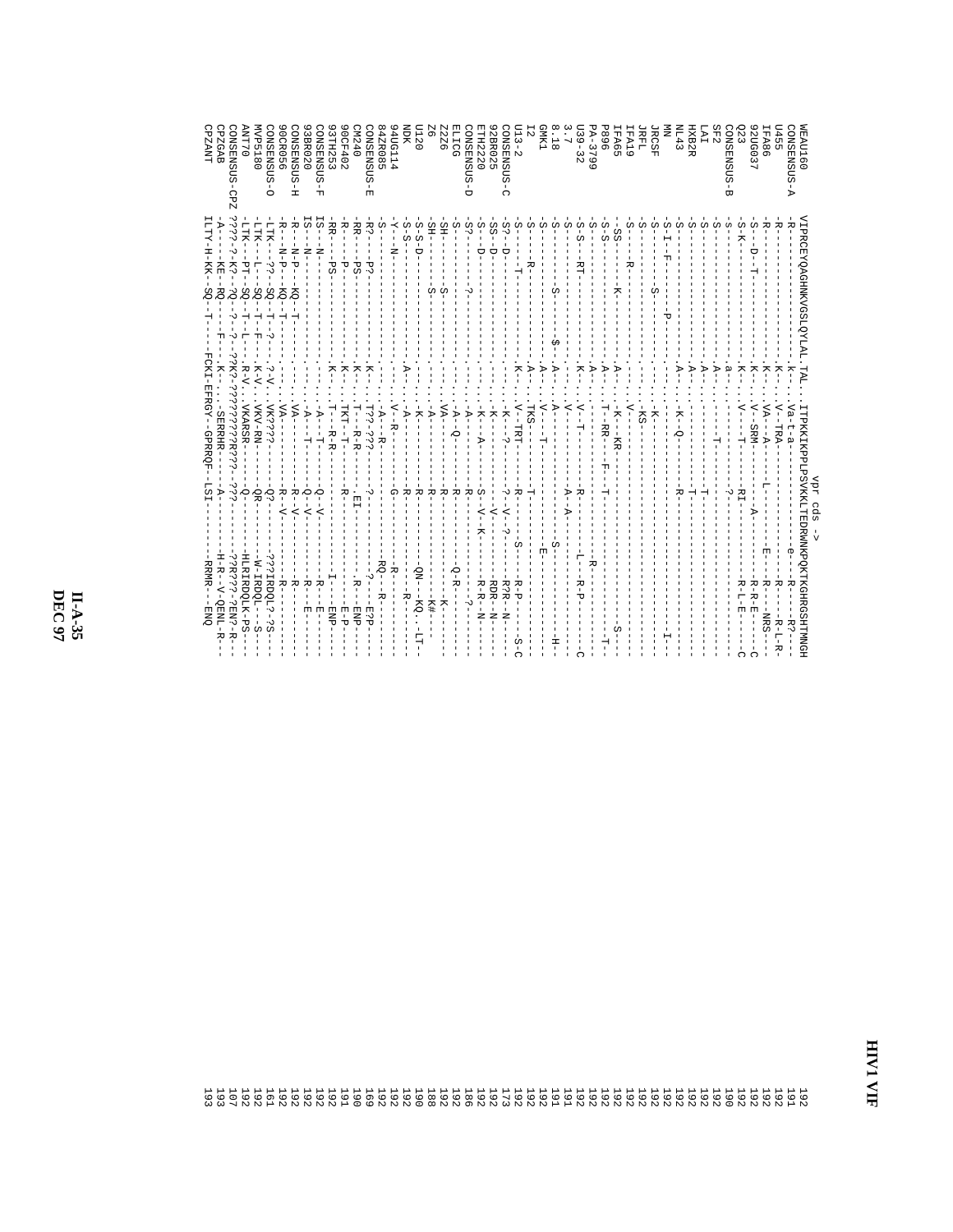```
                                                    vpr cds ->
WEAU160        VIPRCEYQAGHNKVGSLQYLAL.TAL..ITPKKIKPPLPSVKKLTEDRWNKPQKTKGHRGSHTMNGH   192
CONSENSUS-A    -R--------------------k-..Va-t-a-----------e---R----R?----          191
U455           -R--------------------K-..V--TRA-----------------R----R-L-R-        192
IFA86          -R--------------------K-..VA---A-----L--------E----R----NRS---      192
92UG037        -S---D--T-------------K-..V--SRM--------A---------R-R-E----C        192
Q23            -S-K------------------K-..V---T------RI----------R-L-E-----C        192
CONSENSUS-B    -s--------------------a-.......----?---------------                 190
SF2            -S--------------------A-.......T--------------                      192
LAI            -S--------------------A-..........T------                           192
HXB2R          -S--------------------A-..........T------                           192
NL43           -S--------------------A-..K--Q-----R------                          192
MN             -S-I-F--------P-------.-..........-------I-                         192
JRCSF          -S-------S------------.-..K------                                   192
JRFL           -S--------------------.-..KS-----                                   192
IFA19          -S---R----------------.-..V-------                                  192
IFA65          -SS--------K----------A-..K--KR------S---                           192
P896           -S-S------------------A-..T--RR--F--T-------------T-                192
PA-3799        -S--------------------A-..........R-----                            192
U39-32         -S-S--RT--------------K-..V--T--------R------L--R-P-----C           192
3.7            -S--------------------.-..V-----------------                        191
8.18           -S---------S------$--A-..A---------A-A-----S-------H-               191
GMK1           -S--------------------A-..V--T-------------E-------                 192
I2             -S---R----------------A-..TKS------T-------------                   192
U13-2          -S----T---------------K-..V--TRT----R-----S----R-P-----S-C          192
CONSENSUS-C    -S?--D----------------K-..K--?-----?-V--?-----R?R--N---             173
92BR025        -SS--D----------------.-..K-----------V---------RDR--N---           192
ETH2220        -S---D----------------K-..K--A-----S--V-K-----R-R--N---             192
CONSENSUS-D    -S?-------?-----------.-..A------R-------------?----                186
ELICG          -S--------------------.-..A--Q------R----------Q-R------            192
Z2Z6           -SH-------S-----------.-..VA-------R---------------K----            192
Z6             -SH--------S----------.-..A--------R----------K#-                   188
U120           -S-S-D----------------.-..K--------R----------QN--KQ.-LT-           192
NDK            -S-S------------------A-..A--------R-------------R-----             192
94UG114        -Y---N----------------.-..V--R------G---------R------               192
84ZR085        -S--------------------.-..A--R------------RQ---R------              192
CONSENSUS-E    -R?----P?-------------K-..T??-???-----?----------?-----E?P---       169
CM240          -RR----PS-------------K-..T---R-R-----EI-----------R---ENP---       190
90CF402        -R-----P--------------K-..TKT--T-----------------E-P---             191
93TH253        -RR----PS-------------K-..T---R-R------R---------I----ENP---        192
CONSENSUS-F    IS--N-----------------.-..A---T-----Q--V---------R---E----          192
93BR020        IS--N-----------------.-..A---T-----Q--V---------R---E----          192
CONSENSUS-H    -R--N-P---KQ--T-------.-..VA---------R--V---------R---------        192
90CR056        -R--N-P---KQ--T-------.-..VA---------R--V----------------           192
CONSENSUS-O    -LTK--??--SQ--T-?-----?-V..VK????-----Q?-------???IRDQL?-?S---      161
MVP5180        -LTK--L---SQ--T-F-----K-V..VKV-RN-----QR-------W-IRDQL---S---       192
ANT70          -LTK--PT--SQ--T-L-----R-V..VKARSR-----Q-------HLRIRDQLK-PS---       192
CONSENSUS-CPZ  ????-?-K?--?Q--?--?---??K?-?????????R????-???------??R???-?EN?-R--- 107
CPZGAB         -A----KE--RQ-----F---K-..-SERRHR-----A------H-R--V-QENL-R--         193
CPZANT         ILTY-H-KK--SQ--T----FCKI-EFRGY--GPRRQF--LSI-------RRMR---ENQ        193
```